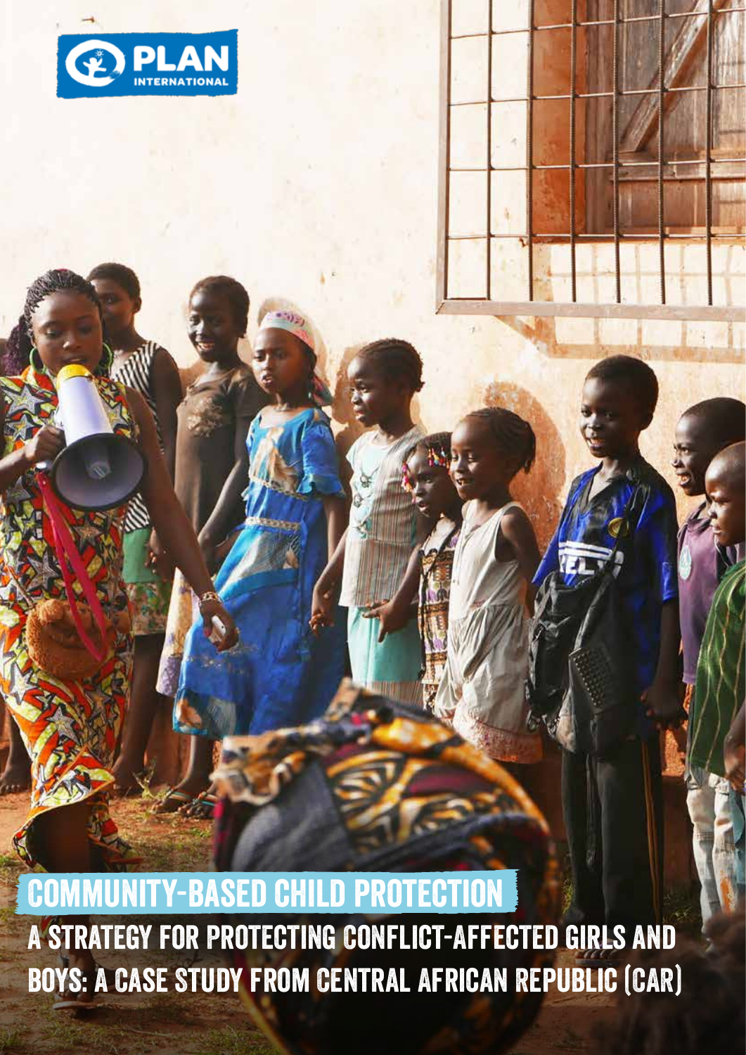PLAN INTERNATIONAL

# COMMUNITY-BASED CHILD PROTECTION

## A STRATEGY FOR PROTECTING CONFLICT-AFFECTED GIRLS AND BOYS: A CASE STUDY FROM CENTRAL AFRICAN REPUBLIC (CAR)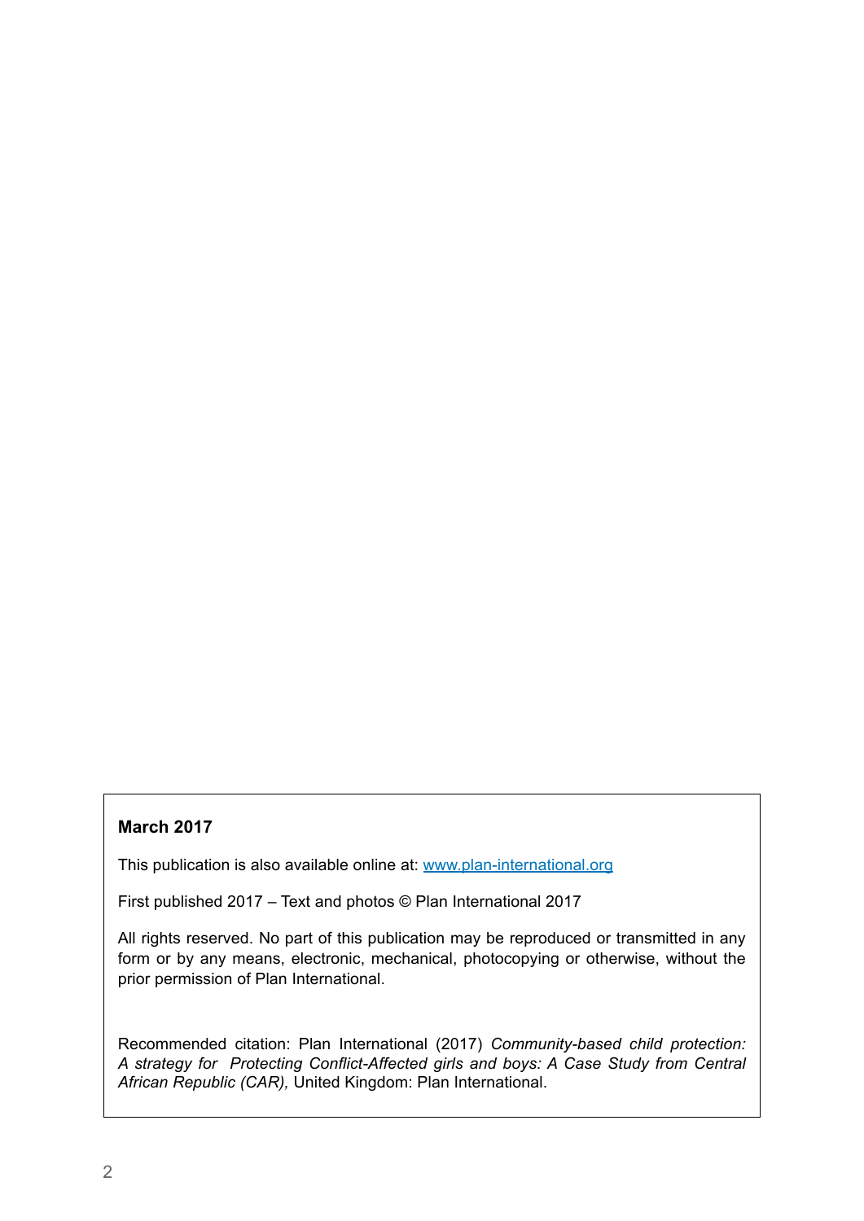**March 2017**

This publication is also available online at: [www.plan-international.org](http://www.plan-international.org)

First published 2017 – Text and photos © Plan International 2017

All rights reserved. No part of this publication may be reproduced or transmitted in any form or by any means, electronic, mechanical, photocopying or otherwise, without the prior permission of Plan International.

Recommended citation: Plan International (2017) *Community-based child protection: A strategy for Protecting Conflict-Affected girls and boys: A Case Study from Central African Republic (CAR),* United Kingdom: Plan International.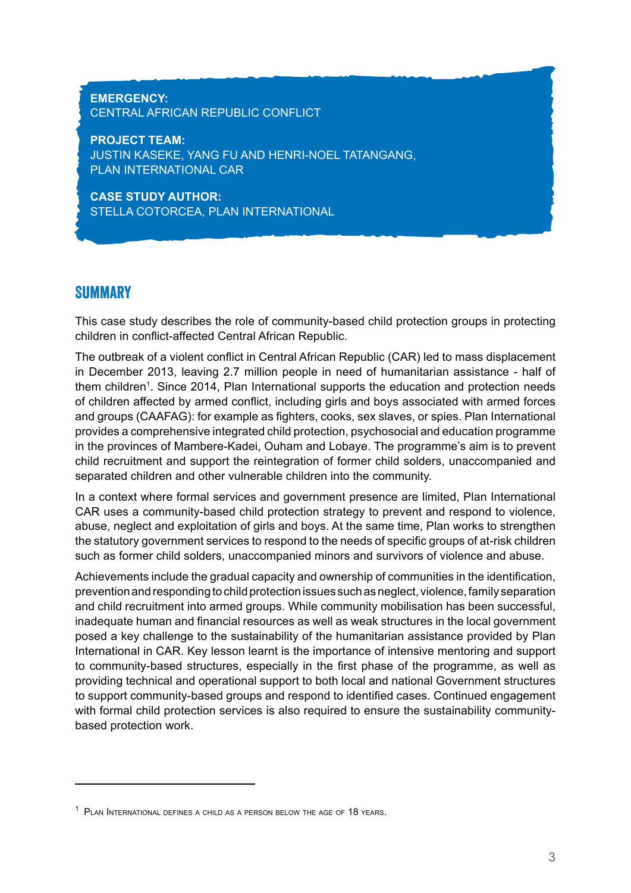**EMERGENCY:**
CENTRAL AFRICAN REPUBLIC CONFLICT

**PROJECT TEAM:**
JUSTIN KASEKE, YANG FU AND HENRI-NOEL TATANGANG,
PLAN INTERNATIONAL CAR

**CASE STUDY AUTHOR:**
STELLA COTORCEA, PLAN INTERNATIONAL

## SUMMARY

This case study describes the role of community-based child protection groups in protecting children in conflict-affected Central African Republic.

The outbreak of a violent conflict in Central African Republic (CAR) led to mass displacement in December 2013, leaving 2.7 million people in need of humanitarian assistance - half of them children[1]. Since 2014, Plan International supports the education and protection needs of children affected by armed conflict, including girls and boys associated with armed forces and groups (CAAFAG): for example as fighters, cooks, sex slaves, or spies. Plan International provides a comprehensive integrated child protection, psychosocial and education programme in the provinces of Mambere-Kadei, Ouham and Lobaye. The programme's aim is to prevent child recruitment and support the reintegration of former child solders, unaccompanied and separated children and other vulnerable children into the community.

In a context where formal services and government presence are limited, Plan International CAR uses a community-based child protection strategy to prevent and respond to violence, abuse, neglect and exploitation of girls and boys. At the same time, Plan works to strengthen the statutory government services to respond to the needs of specific groups of at-risk children such as former child soldiers, unaccompanied minors and survivors of violence and abuse.

Achievements include the gradual capacity and ownership of communities in the identification, prevention and responding to child protection issues such as neglect, violence, family separation and child recruitment into armed groups. While community mobilisation has been successful, inadequate human and financial resources as well as weak structures in the local government posed a key challenge to the sustainability of the humanitarian assistance provided by Plan International in CAR. Key lesson learnt is the importance of intensive mentoring and support to community-based structures, especially in the first phase of the programme, as well as providing technical and operational support to both local and national Government structures to support community-based groups and respond to identified cases. Continued engagement with formal child protection services is also required to ensure the sustainability community-based protection work.

---

[1] Plan International defines a child as a person below the age of 18 years.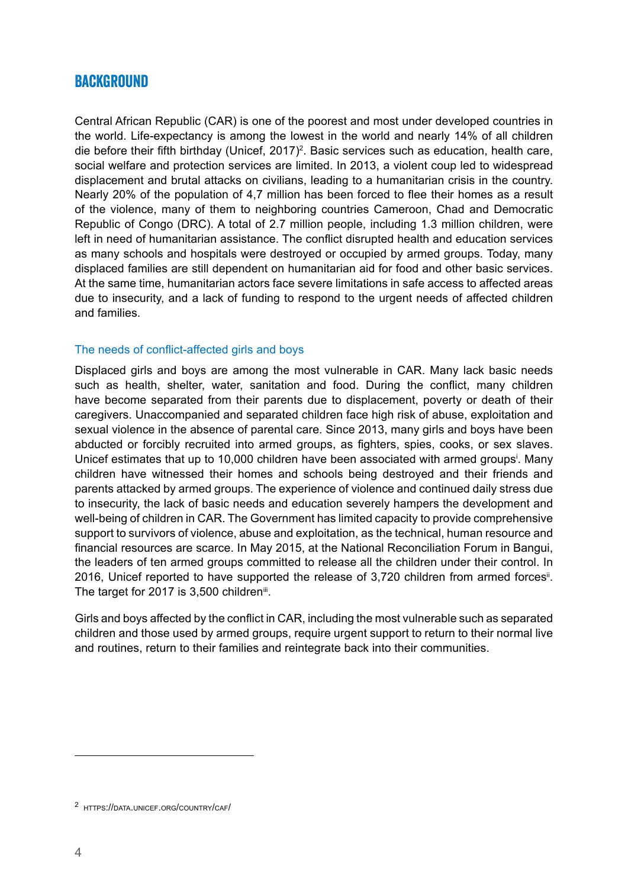# BACKGROUND

Central African Republic (CAR) is one of the poorest and most under developed countries in the world. Life-expectancy is among the lowest in the world and nearly 14% of all children die before their fifth birthday (Unicef, 2017)[2]. Basic services such as education, health care, social welfare and protection services are limited. In 2013, a violent coup led to widespread displacement and brutal attacks on civilians, leading to a humanitarian crisis in the country. Nearly 20% of the population of 4,7 million has been forced to flee their homes as a result of the violence, many of them to neighboring countries Cameroon, Chad and Democratic Republic of Congo (DRC). A total of 2.7 million people, including 1.3 million children, were left in need of humanitarian assistance. The conflict disrupted health and education services as many schools and hospitals were destroyed or occupied by armed groups. Today, many displaced families are still dependent on humanitarian aid for food and other basic services. At the same time, humanitarian actors face severe limitations in safe access to affected areas due to insecurity, and a lack of funding to respond to the urgent needs of affected children and families.

## The needs of conflict-affected girls and boys

Displaced girls and boys are among the most vulnerable in CAR. Many lack basic needs such as health, shelter, water, sanitation and food. During the conflict, many children have become separated from their parents due to displacement, poverty or death of their caregivers. Unaccompanied and separated children face high risk of abuse, exploitation and sexual violence in the absence of parental care. Since 2013, many girls and boys have been abducted or forcibly recruited into armed groups, as fighters, spies, cooks, or sex slaves. Unicef estimates that up to 10,000 children have been associated with armed groups[i]. Many children have witnessed their homes and schools being destroyed and their friends and parents attacked by armed groups. The experience of violence and continued daily stress due to insecurity, the lack of basic needs and education severely hampers the development and well-being of children in CAR. The Government has limited capacity to provide comprehensive support to survivors of violence, abuse and exploitation, as the technical, human resource and financial resources are scarce. In May 2015, at the National Reconciliation Forum in Bangui, the leaders of ten armed groups committed to release all the children under their control. In 2016, Unicef reported to have supported the release of 3,720 children from armed forces[ii]. The target for 2017 is 3,500 children[iii].

Girls and boys affected by the conflict in CAR, including the most vulnerable such as separated children and those used by armed groups, require urgent support to return to their normal live and routines, return to their families and reintegrate back into their communities.

---

[2] https://data.unicef.org/country/caf/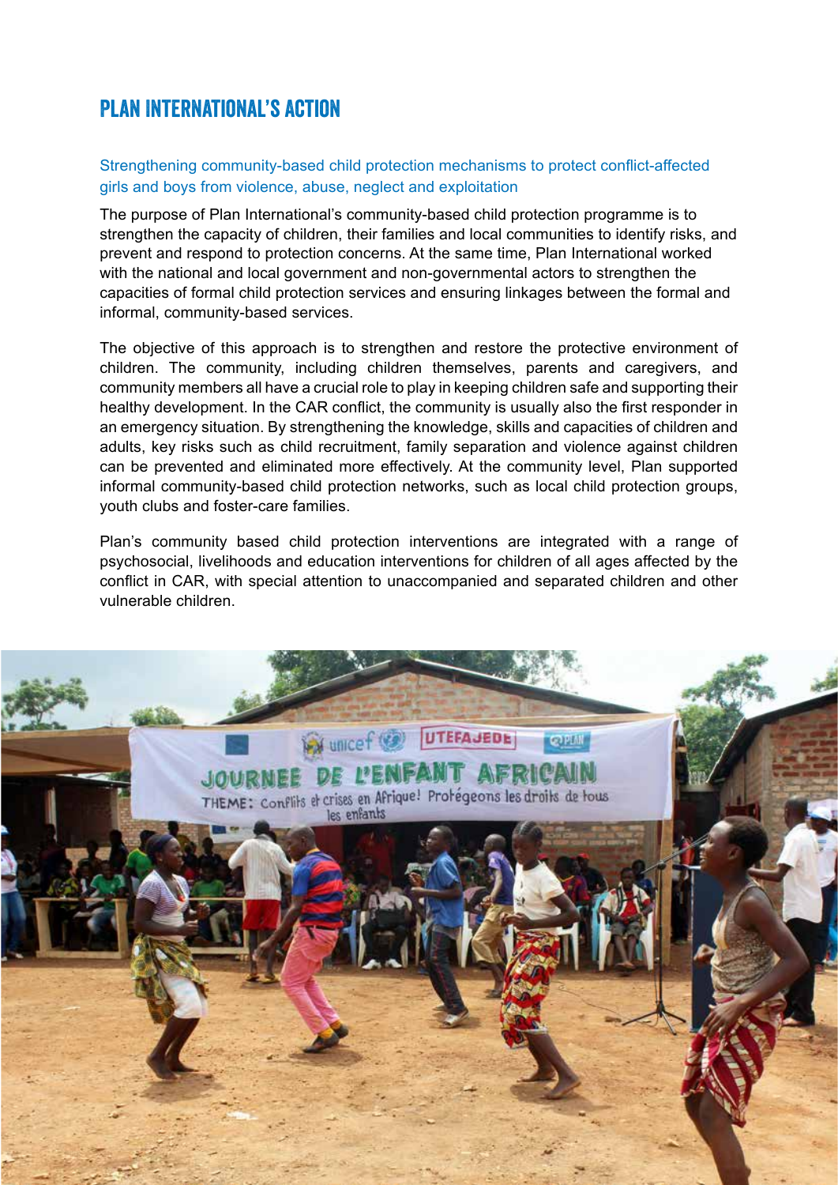## PLAN INTERNATIONAL'S ACTION

### Strengthening community-based child protection mechanisms to protect conflict-affected girls and boys from violence, abuse, neglect and exploitation

The purpose of Plan International's community-based child protection programme is to strengthen the capacity of children, their families and local communities to identify risks, and prevent and respond to protection concerns. At the same time, Plan International worked with the national and local government and non-governmental actors to strengthen the capacities of formal child protection services and ensuring linkages between the formal and informal, community-based services.

The objective of this approach is to strengthen and restore the protective environment of children. The community, including children themselves, parents and caregivers, and community members all have a crucial role to play in keeping children safe and supporting their healthy development. In the CAR conflict, the community is usually also the first responder in an emergency situation. By strengthening the knowledge, skills and capacities of children and adults, key risks such as child recruitment, family separation and violence against children can be prevented and eliminated more effectively. At the community level, Plan supported informal community-based child protection networks, such as local child protection groups, youth clubs and foster-care families.

Plan's community based child protection interventions are integrated with a range of psychosocial, livelihoods and education interventions for children of all ages affected by the conflict in CAR, with special attention to unaccompanied and separated children and other vulnerable children.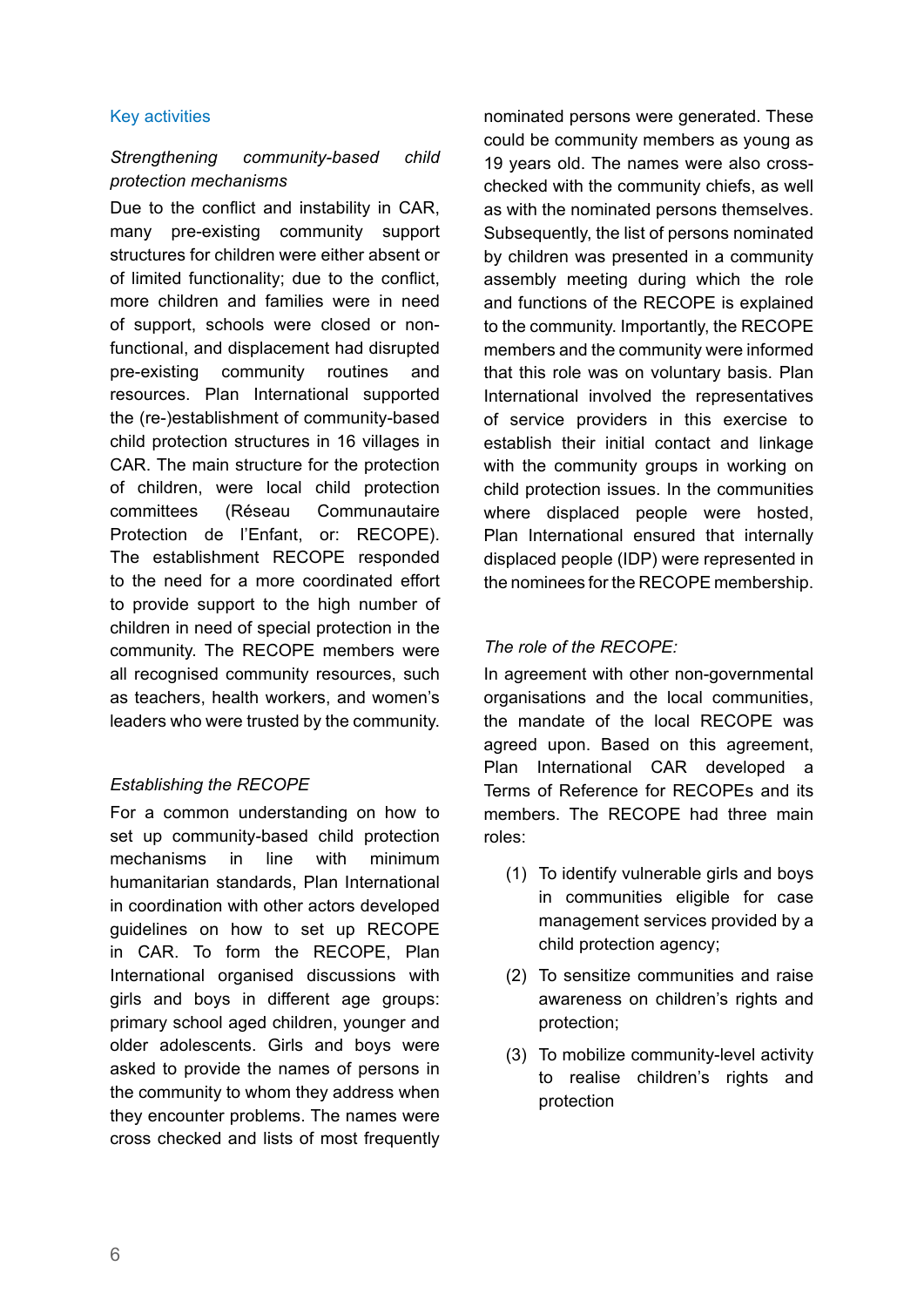## Key activities

*Strengthening community-based child protection mechanisms*

Due to the conflict and instability in CAR, many pre-existing community support structures for children were either absent or of limited functionality; due to the conflict, more children and families were in need of support, schools were closed or non-functional, and displacement had disrupted pre-existing community routines and resources. Plan International supported the (re-)establishment of community-based child protection structures in 16 villages in CAR. The main structure for the protection of children, were local child protection committees (Réseau Communautaire Protection de l'Enfant, or: RECOPE). The establishment RECOPE responded to the need for a more coordinated effort to provide support to the high number of children in need of special protection in the community. The RECOPE members were all recognised community resources, such as teachers, health workers, and women's leaders who were trusted by the community.

*Establishing the RECOPE*

For a common understanding on how to set up community-based child protection mechanisms in line with minimum humanitarian standards, Plan International in coordination with other actors developed guidelines on how to set up RECOPE in CAR. To form the RECOPE, Plan International organised discussions with girls and boys in different age groups: primary school aged children, younger and older adolescents. Girls and boys were asked to provide the names of persons in the community to whom they address when they encounter problems. The names were cross checked and lists of most frequently nominated persons were generated. These could be community members as young as 19 years old. The names were also cross-checked with the community chiefs, as well as with the nominated persons themselves. Subsequently, the list of persons nominated by children was presented in a community assembly meeting during which the role and functions of the RECOPE is explained to the community. Importantly, the RECOPE members and the community were informed that this role was on voluntary basis. Plan International involved the representatives of service providers in this exercise to establish their initial contact and linkage with the community groups in working on child protection issues. In the communities where displaced people were hosted, Plan International ensured that internally displaced people (IDP) were represented in the nominees for the RECOPE membership.

*The role of the RECOPE:*

In agreement with other non-governmental organisations and the local communities, the mandate of the local RECOPE was agreed upon. Based on this agreement, Plan International CAR developed a Terms of Reference for RECOPEs and its members. The RECOPE had three main roles:

(1) To identify vulnerable girls and boys in communities eligible for case management services provided by a child protection agency;

(2) To sensitize communities and raise awareness on children's rights and protection;

(3) To mobilize community-level activity to realise children's rights and protection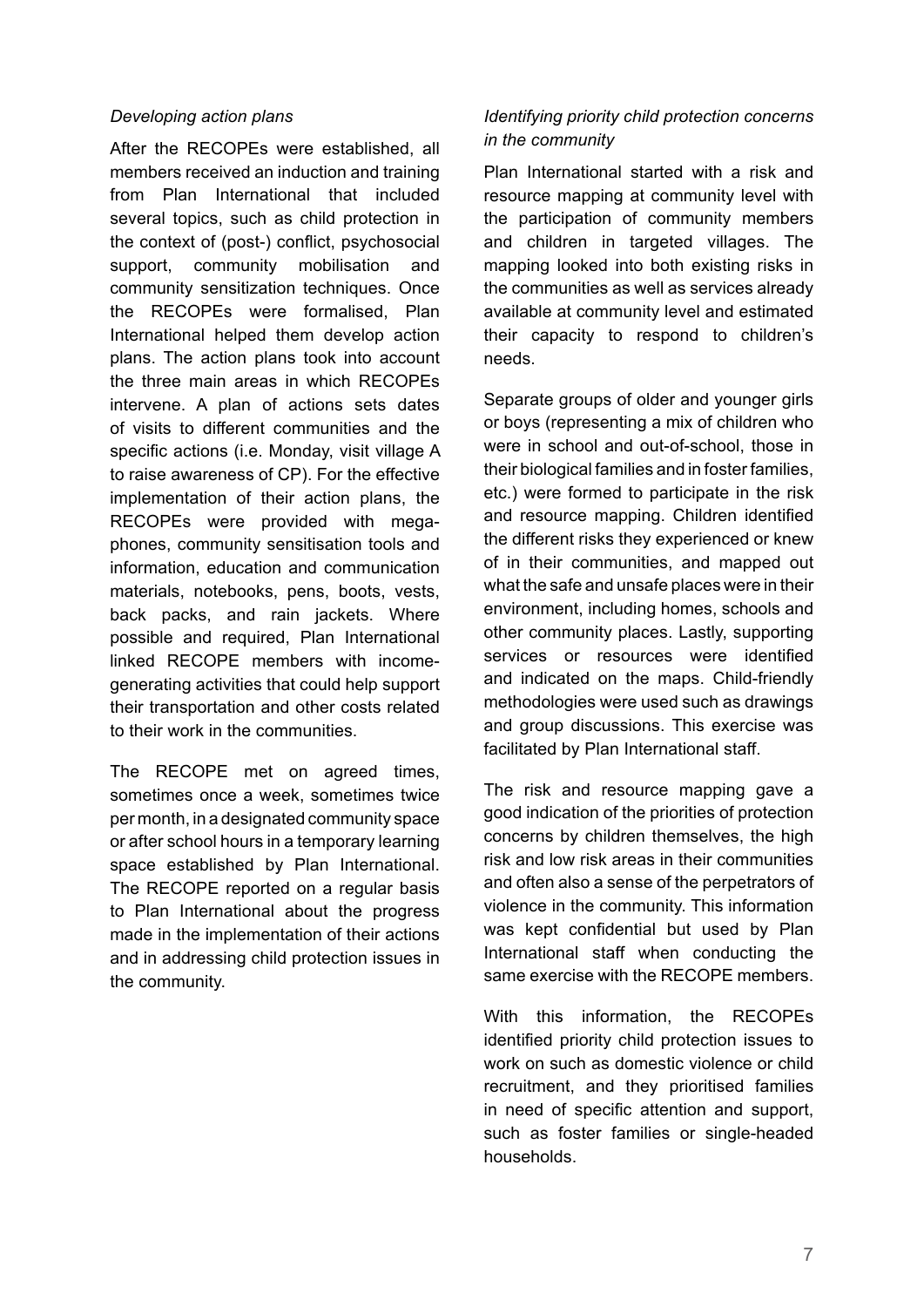*Developing action plans*

After the RECOPEs were established, all members received an induction and training from Plan International that included several topics, such as child protection in the context of (post-) conflict, psychosocial support, community mobilisation and community sensitization techniques. Once the RECOPEs were formalised, Plan International helped them develop action plans. The action plans took into account the three main areas in which RECOPEs intervene. A plan of actions sets dates of visits to different communities and the specific actions (i.e. Monday, visit village A to raise awareness of CP). For the effective implementation of their action plans, the RECOPEs were provided with megaphones, community sensitisation tools and information, education and communication materials, notebooks, pens, boots, vests, back packs, and rain jackets. Where possible and required, Plan International linked RECOPE members with income-generating activities that could help support their transportation and other costs related to their work in the communities.

The RECOPE met on agreed times, sometimes once a week, sometimes twice per month, in a designated community space or after school hours in a temporary learning space established by Plan International. The RECOPE reported on a regular basis to Plan International about the progress made in the implementation of their actions and in addressing child protection issues in the community.

*Identifying priority child protection concerns in the community*

Plan International started with a risk and resource mapping at community level with the participation of community members and children in targeted villages. The mapping looked into both existing risks in the communities as well as services already available at community level and estimated their capacity to respond to children's needs.

Separate groups of older and younger girls or boys (representing a mix of children who were in school and out-of-school, those in their biological families and in foster families, etc.) were formed to participate in the risk and resource mapping. Children identified the different risks they experienced or knew of in their communities, and mapped out what the safe and unsafe places were in their environment, including homes, schools and other community places. Lastly, supporting services or resources were identified and indicated on the maps. Child-friendly methodologies were used such as drawings and group discussions. This exercise was facilitated by Plan International staff.

The risk and resource mapping gave a good indication of the priorities of protection concerns by children themselves, the high risk and low risk areas in their communities and often also a sense of the perpetrators of violence in the community. This information was kept confidential but used by Plan International staff when conducting the same exercise with the RECOPE members.

With this information, the RECOPEs identified priority child protection issues to work on such as domestic violence or child recruitment, and they prioritised families in need of specific attention and support, such as foster families or single-headed households.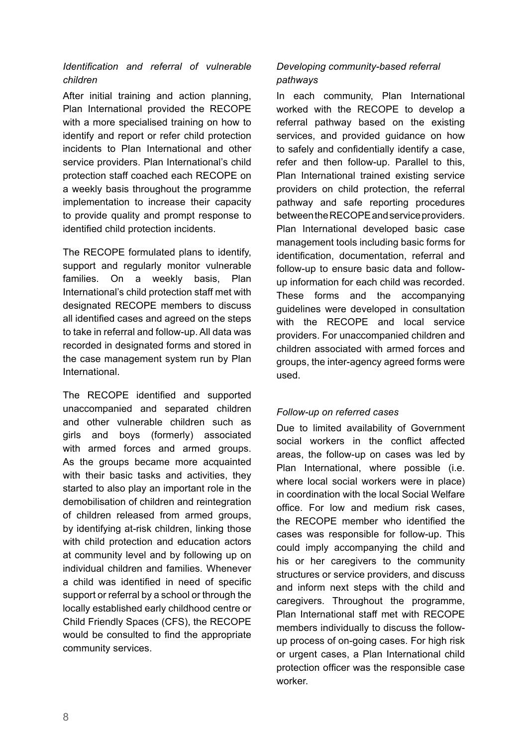### *Identification and referral of vulnerable children*

After initial training and action planning, Plan International provided the RECOPE with a more specialised training on how to identify and report or refer child protection incidents to Plan International and other service providers. Plan International's child protection staff coached each RECOPE on a weekly basis throughout the programme implementation to increase their capacity to provide quality and prompt response to identified child protection incidents.

The RECOPE formulated plans to identify, support and regularly monitor vulnerable families. On a weekly basis, Plan International's child protection staff met with designated RECOPE members to discuss all identified cases and agreed on the steps to take in referral and follow-up. All data was recorded in designated forms and stored in the case management system run by Plan International.

The RECOPE identified and supported unaccompanied and separated children and other vulnerable children such as girls and boys (formerly) associated with armed forces and armed groups. As the groups became more acquainted with their basic tasks and activities, they started to also play an important role in the demobilisation of children and reintegration of children released from armed groups, by identifying at-risk children, linking those with child protection and education actors at community level and by following up on individual children and families. Whenever a child was identified in need of specific support or referral by a school or through the locally established early childhood centre or Child Friendly Spaces (CFS), the RECOPE would be consulted to find the appropriate community services.

### *Developing community-based referral pathways*

In each community, Plan International worked with the RECOPE to develop a referral pathway based on the existing services, and provided guidance on how to safely and confidentially identify a case, refer and then follow-up. Parallel to this, Plan International trained existing service providers on child protection, the referral pathway and safe reporting procedures between the RECOPE and service providers. Plan International developed basic case management tools including basic forms for identification, documentation, referral and follow-up to ensure basic data and follow-up information for each child was recorded. These forms and the accompanying guidelines were developed in consultation with the RECOPE and local service providers. For unaccompanied children and children associated with armed forces and groups, the inter-agency agreed forms were used.

### *Follow-up on referred cases*

Due to limited availability of Government social workers in the conflict affected areas, the follow-up on cases was led by Plan International, where possible (i.e. where local social workers were in place) in coordination with the local Social Welfare office. For low and medium risk cases, the RECOPE member who identified the cases was responsible for follow-up. This could imply accompanying the child and his or her caregivers to the community structures or service providers, and discuss and inform next steps with the child and caregivers. Throughout the programme, Plan International staff met with RECOPE members individually to discuss the follow-up process of on-going cases. For high risk or urgent cases, a Plan International child protection officer was the responsible case worker.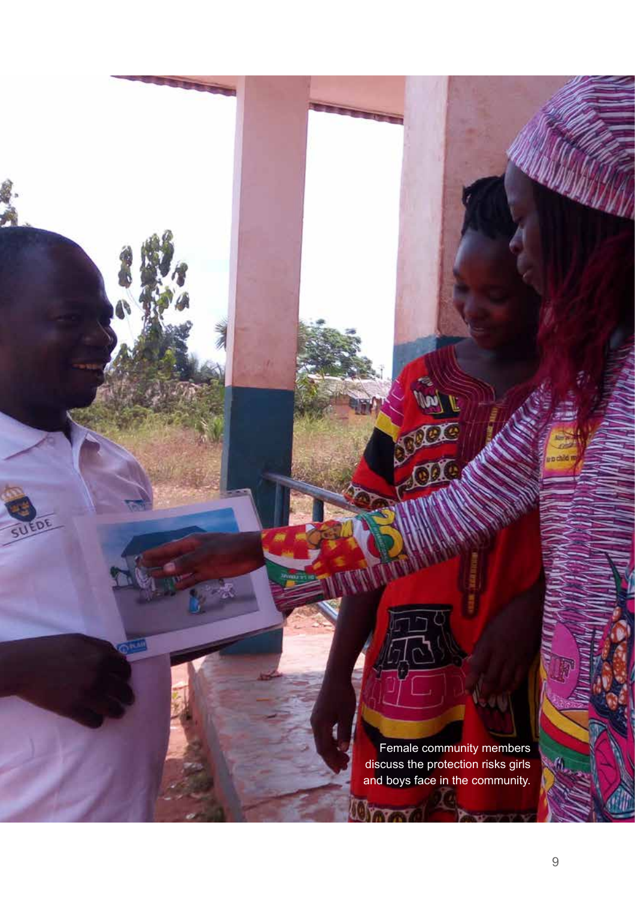Female community members discuss the protection risks girls and boys face in the community.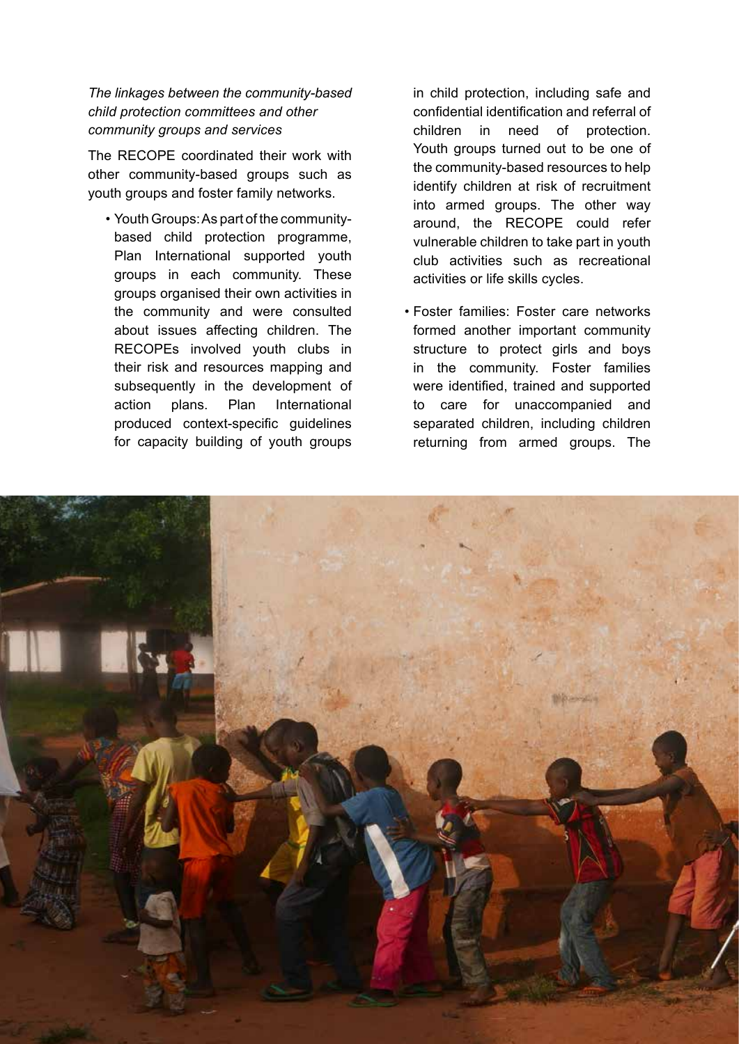*The linkages between the community-based child protection committees and other community groups and services*

The RECOPE coordinated their work with other community-based groups such as youth groups and foster family networks.

- Youth Groups: As part of the community-based child protection programme, Plan International supported youth groups in each community. These groups organised their own activities in the community and were consulted about issues affecting children. The RECOPEs involved youth clubs in their risk and resources mapping and subsequently in the development of action plans. Plan International produced context-specific guidelines for capacity building of youth groups in child protection, including safe and confidential identification and referral of children in need of protection. Youth groups turned out to be one of the community-based resources to help identify children at risk of recruitment into armed groups. The other way around, the RECOPE could refer vulnerable children to take part in youth club activities such as recreational activities or life skills cycles.

- Foster families: Foster care networks formed another important community structure to protect girls and boys in the community. Foster families were identified, trained and supported to care for unaccompanied and separated children, including children returning from armed groups. The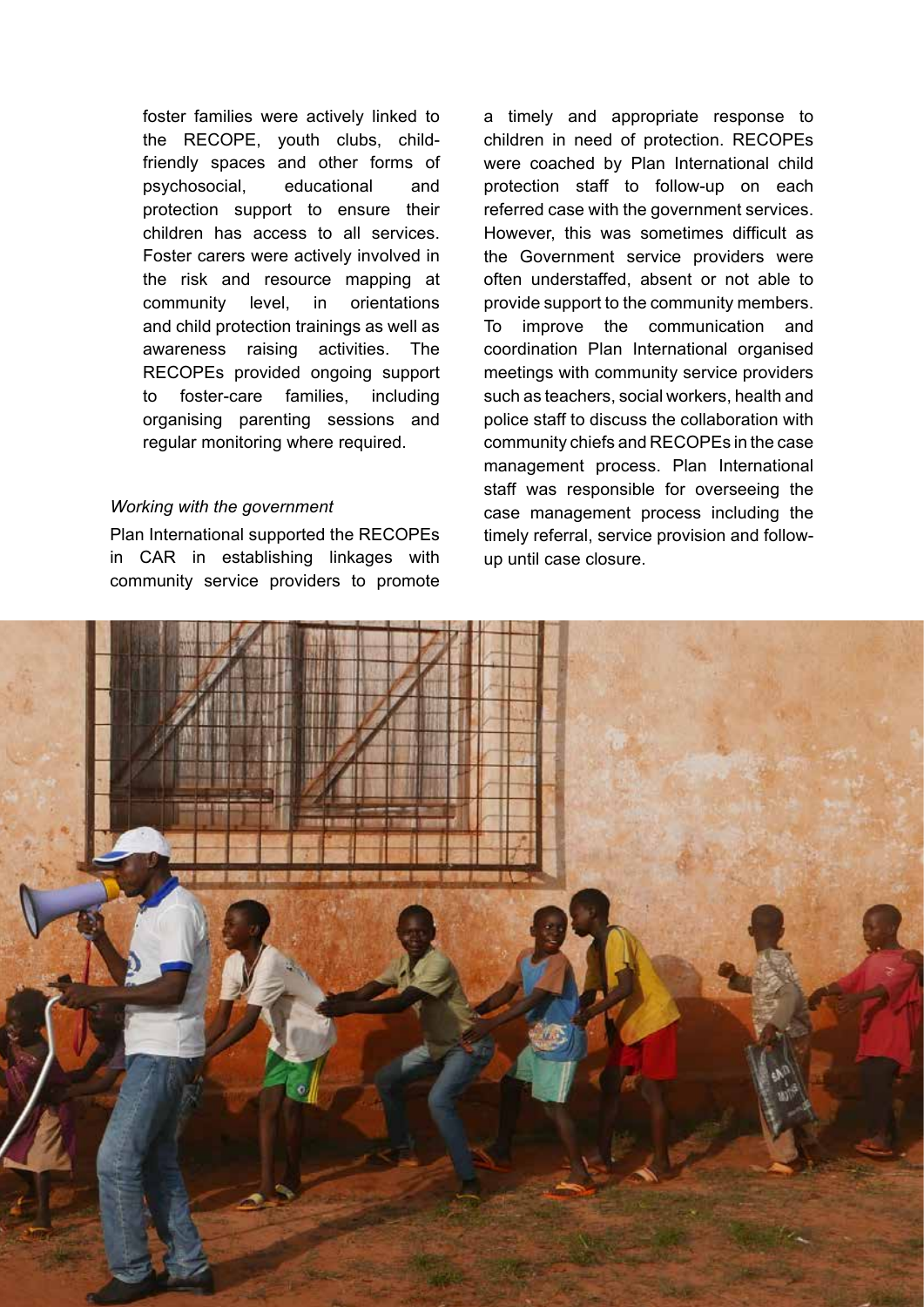foster families were actively linked to the RECOPE, youth clubs, child-friendly spaces and other forms of psychosocial, educational and protection support to ensure their children has access to all services. Foster carers were actively involved in the risk and resource mapping at community level, in orientations and child protection trainings as well as awareness raising activities. The RECOPEs provided ongoing support to foster-care families, including organising parenting sessions and regular monitoring where required.

*Working with the government*

Plan International supported the RECOPEs in CAR in establishing linkages with community service providers to promote a timely and appropriate response to children in need of protection. RECOPEs were coached by Plan International child protection staff to follow-up on each referred case with the government services. However, this was sometimes difficult as the Government service providers were often understaffed, absent or not able to provide support to the community members. To improve the communication and coordination Plan International organised meetings with community service providers such as teachers, social workers, health and police staff to discuss the collaboration with community chiefs and RECOPEs in the case management process. Plan International staff was responsible for overseeing the case management process including the timely referral, service provision and follow-up until case closure.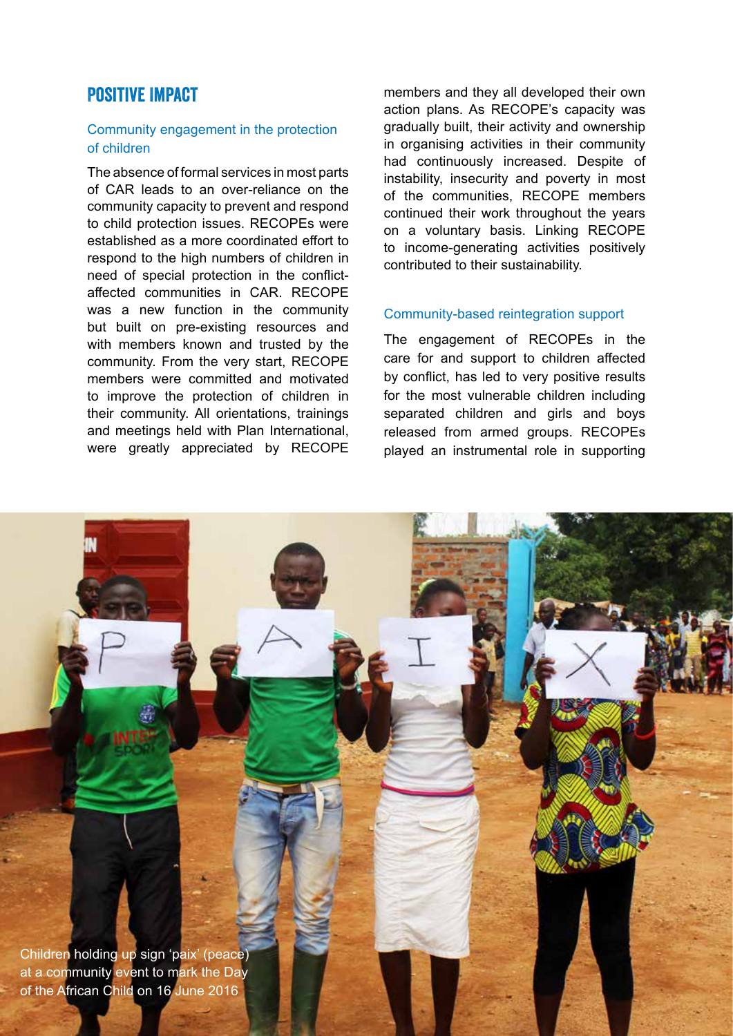## POSITIVE IMPACT

### Community engagement in the protection of children

The absence of formal services in most parts of CAR leads to an over-reliance on the community capacity to prevent and respond to child protection issues. RECOPEs were established as a more coordinated effort to respond to the high numbers of children in need of special protection in the conflict-affected communities in CAR. RECOPE was a new function in the community but built on pre-existing resources and with members known and trusted by the community. From the very start, RECOPE members were committed and motivated to improve the protection of children in their community. All orientations, trainings and meetings held with Plan International, were greatly appreciated by RECOPE members and they all developed their own action plans. As RECOPE's capacity was gradually built, their activity and ownership in organising activities in their community had continuously increased. Despite of instability, insecurity and poverty in most of the communities, RECOPE members continued their work throughout the years on a voluntary basis. Linking RECOPE to income-generating activities positively contributed to their sustainability.

### Community-based reintegration support

The engagement of RECOPEs in the care for and support to children affected by conflict, has led to very positive results for the most vulnerable children including separated children and girls and boys released from armed groups. RECOPEs played an instrumental role in supporting

Children holding up sign 'paix' (peace) at a community event to mark the Day of the African Child on 16 June 2016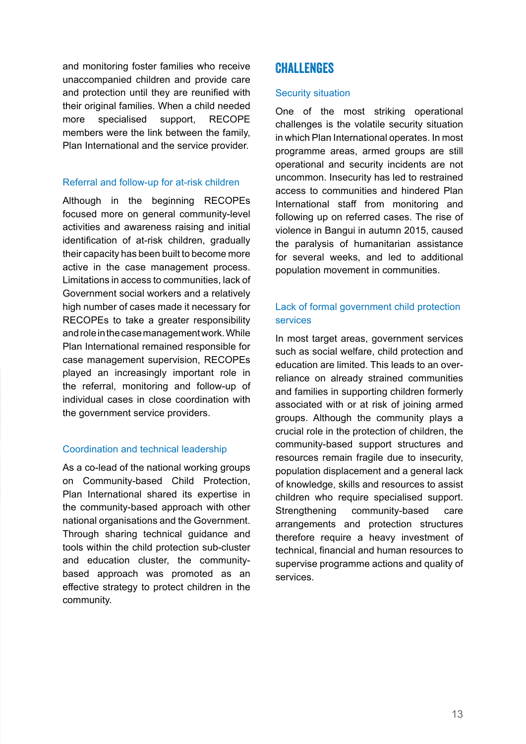and monitoring foster families who receive unaccompanied children and provide care and protection until they are reunified with their original families. When a child needed more specialised support, RECOPE members were the link between the family, Plan International and the service provider.

### Referral and follow-up for at-risk children

Although in the beginning RECOPEs focused more on general community-level activities and awareness raising and initial identification of at-risk children, gradually their capacity has been built to become more active in the case management process. Limitations in access to communities, lack of Government social workers and a relatively high number of cases made it necessary for RECOPEs to take a greater responsibility and role in the case management work. While Plan International remained responsible for case management supervision, RECOPEs played an increasingly important role in the referral, monitoring and follow-up of individual cases in close coordination with the government service providers.

### Coordination and technical leadership

As a co-lead of the national working groups on Community-based Child Protection, Plan International shared its expertise in the community-based approach with other national organisations and the Government. Through sharing technical guidance and tools within the child protection sub-cluster and education cluster, the community-based approach was promoted as an effective strategy to protect children in the community.

## CHALLENGES

### Security situation

One of the most striking operational challenges is the volatile security situation in which Plan International operates. In most programme areas, armed groups are still operational and security incidents are not uncommon. Insecurity has led to restrained access to communities and hindered Plan International staff from monitoring and following up on referred cases. The rise of violence in Bangui in autumn 2015, caused the paralysis of humanitarian assistance for several weeks, and led to additional population movement in communities.

### Lack of formal government child protection services

In most target areas, government services such as social welfare, child protection and education are limited. This leads to an over-reliance on already strained communities and families in supporting children formerly associated with or at risk of joining armed groups. Although the community plays a crucial role in the protection of children, the community-based support structures and resources remain fragile due to insecurity, population displacement and a general lack of knowledge, skills and resources to assist children who require specialised support. Strengthening community-based care arrangements and protection structures therefore require a heavy investment of technical, financial and human resources to supervise programme actions and quality of services.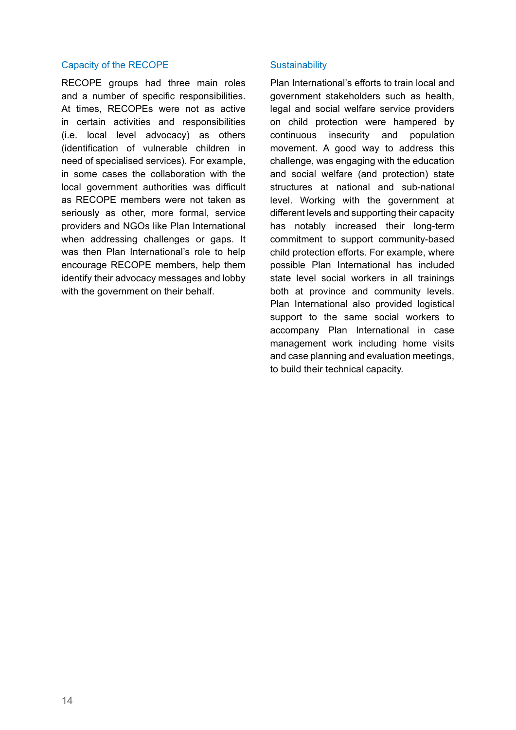### Capacity of the RECOPE

RECOPE groups had three main roles and a number of specific responsibilities. At times, RECOPEs were not as active in certain activities and responsibilities (i.e. local level advocacy) as others (identification of vulnerable children in need of specialised services). For example, in some cases the collaboration with the local government authorities was difficult as RECOPE members were not taken as seriously as other, more formal, service providers and NGOs like Plan International when addressing challenges or gaps. It was then Plan International's role to help encourage RECOPE members, help them identify their advocacy messages and lobby with the government on their behalf.

### Sustainability

Plan International's efforts to train local and government stakeholders such as health, legal and social welfare service providers on child protection were hampered by continuous insecurity and population movement. A good way to address this challenge, was engaging with the education and social welfare (and protection) state structures at national and sub-national level. Working with the government at different levels and supporting their capacity has notably increased their long-term commitment to support community-based child protection efforts. For example, where possible Plan International has included state level social workers in all trainings both at province and community levels. Plan International also provided logistical support to the same social workers to accompany Plan International in case management work including home visits and case planning and evaluation meetings, to build their technical capacity.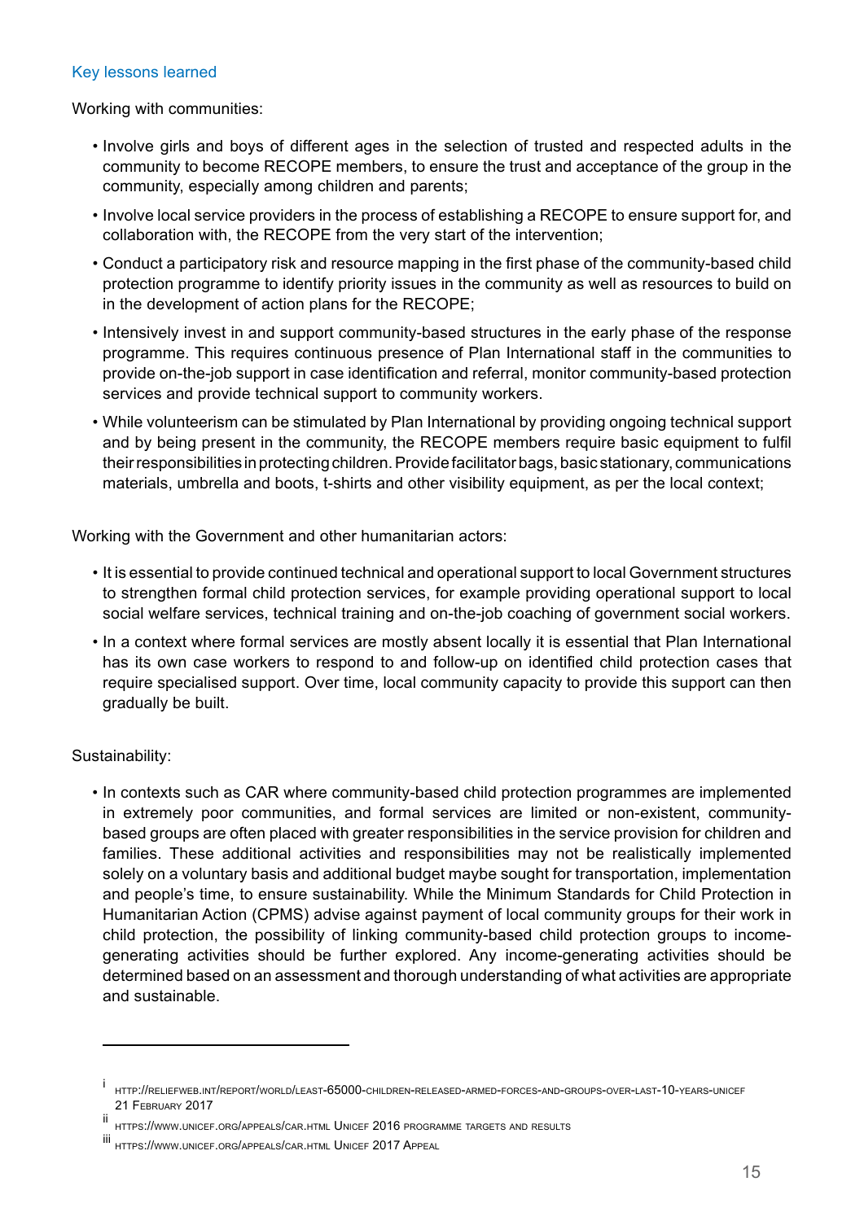### Key lessons learned

Working with communities:

- Involve girls and boys of different ages in the selection of trusted and respected adults in the community to become RECOPE members, to ensure the trust and acceptance of the group in the community, especially among children and parents;
- Involve local service providers in the process of establishing a RECOPE to ensure support for, and collaboration with, the RECOPE from the very start of the intervention;
- Conduct a participatory risk and resource mapping in the first phase of the community-based child protection programme to identify priority issues in the community as well as resources to build on in the development of action plans for the RECOPE;
- Intensively invest in and support community-based structures in the early phase of the response programme. This requires continuous presence of Plan International staff in the communities to provide on-the-job support in case identification and referral, monitor community-based protection services and provide technical support to community workers.
- While volunteerism can be stimulated by Plan International by providing ongoing technical support and by being present in the community, the RECOPE members require basic equipment to fulfil their responsibilities in protecting children. Provide facilitator bags, basic stationary, communications materials, umbrella and boots, t-shirts and other visibility equipment, as per the local context;

Working with the Government and other humanitarian actors:

- It is essential to provide continued technical and operational support to local Government structures to strengthen formal child protection services, for example providing operational support to local social welfare services, technical training and on-the-job coaching of government social workers.
- In a context where formal services are mostly absent locally it is essential that Plan International has its own case workers to respond to and follow-up on identified child protection cases that require specialised support. Over time, local community capacity to provide this support can then gradually be built.

Sustainability:

- In contexts such as CAR where community-based child protection programmes are implemented in extremely poor communities, and formal services are limited or non-existent, community-based groups are often placed with greater responsibilities in the service provision for children and families. These additional activities and responsibilities may not be realistically implemented solely on a voluntary basis and additional budget maybe sought for transportation, implementation and people's time, to ensure sustainability. While the Minimum Standards for Child Protection in Humanitarian Action (CPMS) advise against payment of local community groups for their work in child protection, the possibility of linking community-based child protection groups to income-generating activities should be further explored. Any income-generating activities should be determined based on an assessment and thorough understanding of what activities are appropriate and sustainable.

---

[i] http://reliefweb.int/report/world/least-65000-children-released-armed-forces-and-groups-over-last-10-years-unicef 21 February 2017

[ii] https://www.unicef.org/appeals/car.html Unicef 2016 programme targets and results

[iii] https://www.unicef.org/appeals/car.html Unicef 2017 Appeal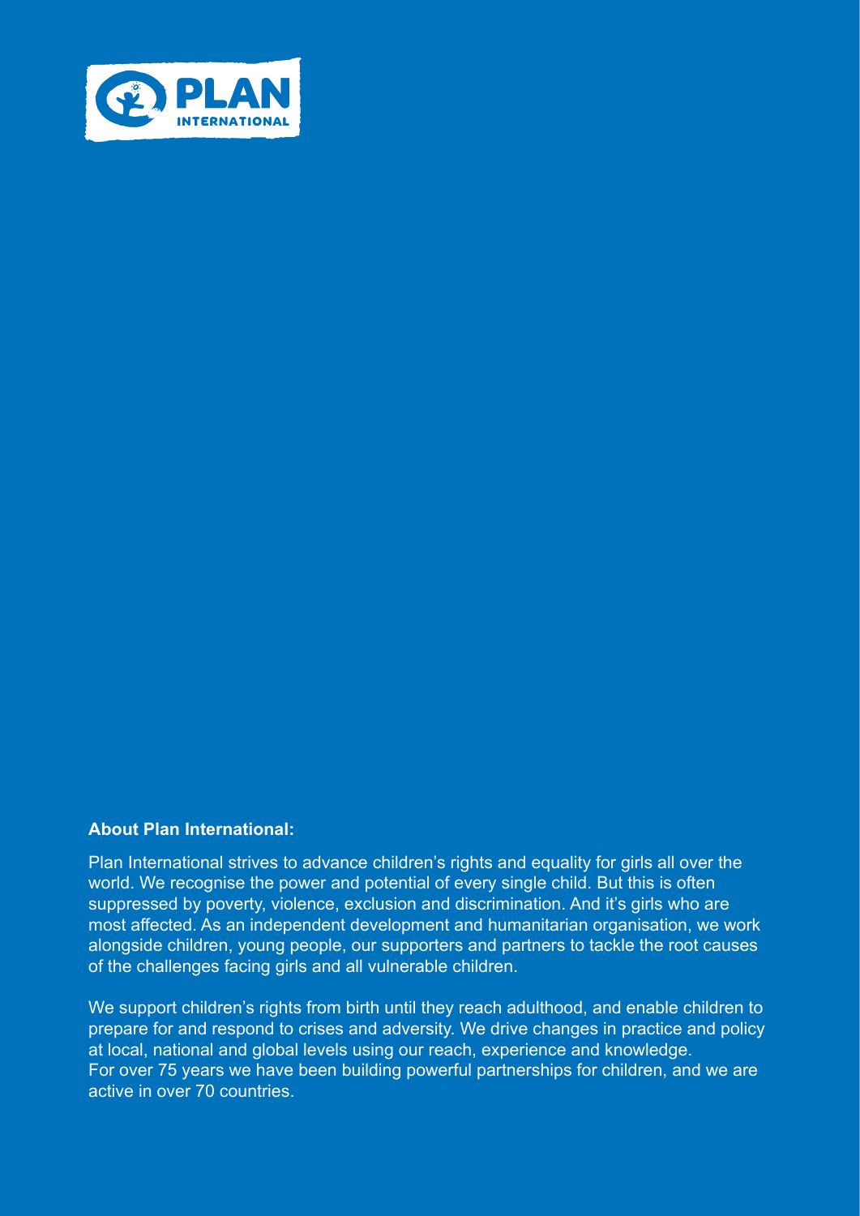**About Plan International:**

Plan International strives to advance children's rights and equality for girls all over the world. We recognise the power and potential of every single child. But this is often suppressed by poverty, violence, exclusion and discrimination. And it's girls who are most affected. As an independent development and humanitarian organisation, we work alongside children, young people, our supporters and partners to tackle the root causes of the challenges facing girls and all vulnerable children.

We support children's rights from birth until they reach adulthood, and enable children to prepare for and respond to crises and adversity. We drive changes in practice and policy at local, national and global levels using our reach, experience and knowledge. For over 75 years we have been building powerful partnerships for children, and we are active in over 70 countries.